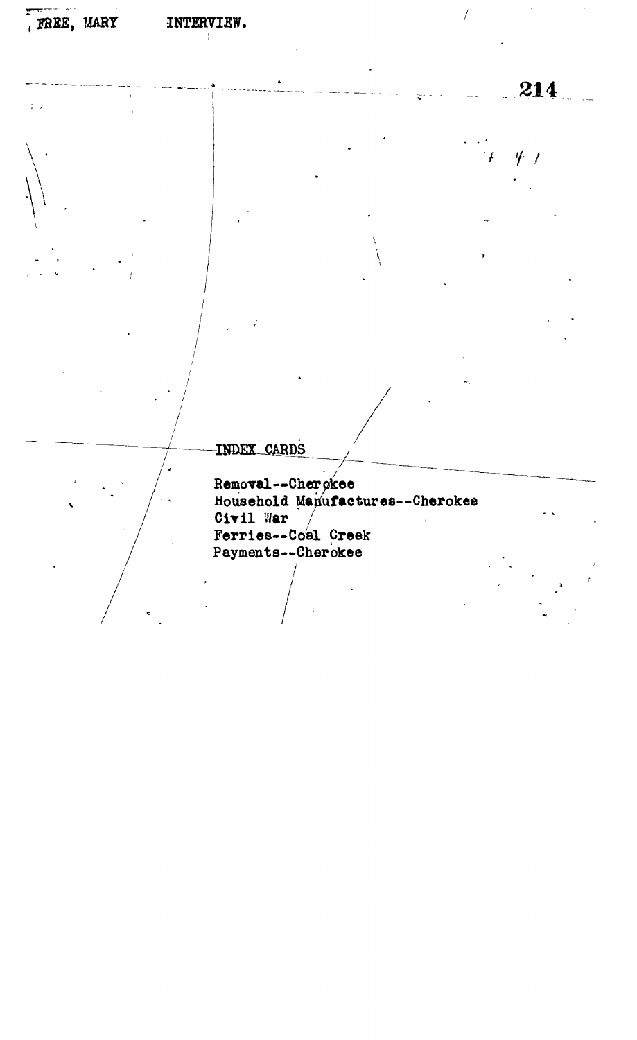FREE, MARY INTERVIEW.

INDEX CARDS

Removal--Cherokee
Household Manufactures--Cherokee
Civil War
Ferries--Coal Creek
Payments--Cherokee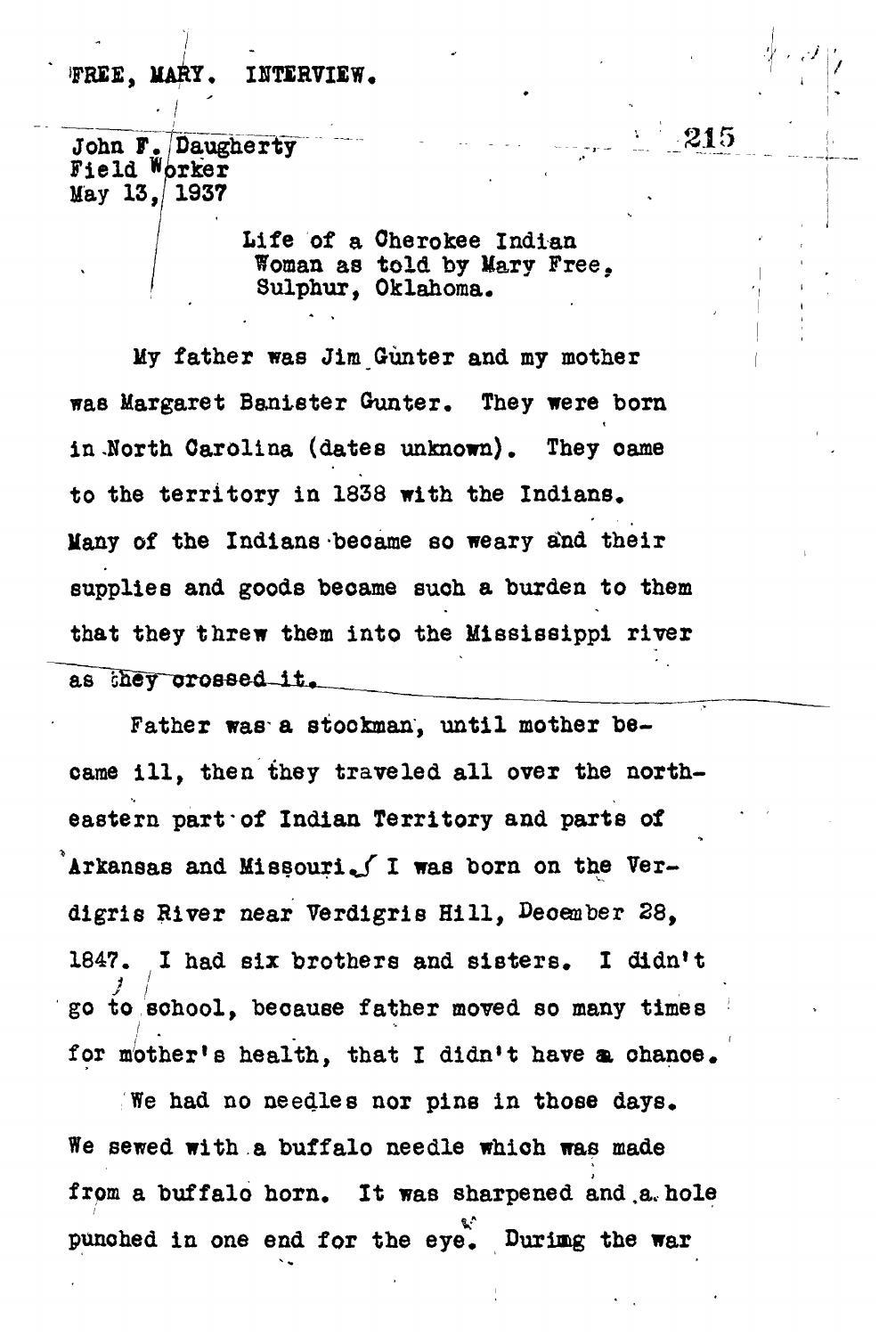FREE, MARY. INTERVIEW.

John F. Daugherty
Field Worker
May 13, 1937

Life of a Cherokee Indian Woman as told by Mary Free, Sulphur, Oklahoma.

My father was Jim Gunter and my mother was Margaret Banister Gunter. They were born in North Carolina (dates unknown). They came to the territory in 1838 with the Indians. Many of the Indians became so weary and their supplies and goods became such a burden to them that they threw them into the Mississippi river as they crossed it.

Father was a stockman, until mother became ill, then they traveled all over the northeastern part of Indian Territory and parts of Arkansas and Missouri. I was born on the Verdigris River near Verdigris Hill, December 28, 1847. I had six brothers and sisters. I didn't go to school, because father moved so many times for mother's health, that I didn't have a chance.

We had no needles nor pins in those days. We sewed with a buffalo needle which was made from a buffalo horn. It was sharpened and a hole punched in one end for the eye. During the war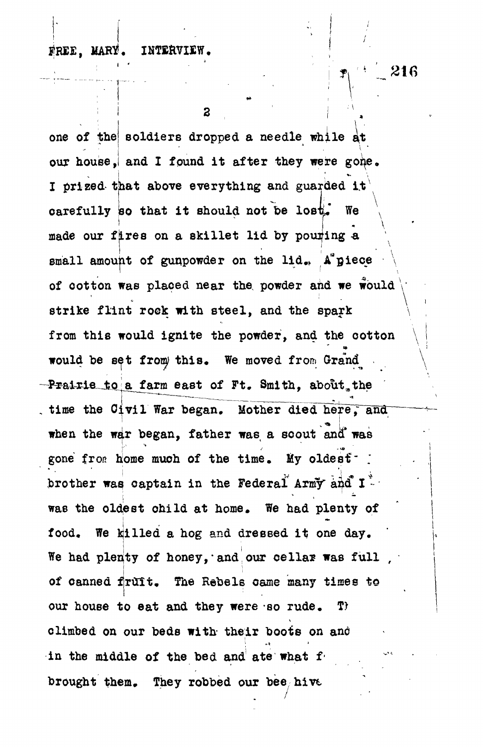one of the soldiers dropped a needle while at our house, and I found it after they were gone. I prized that above everything and guarded it carefully so that it should not be lost. We made our fires on a skillet lid by pouring a small amount of gunpowder on the lid. A piece of cotton was placed near the powder and we would strike flint rock with steel, and the spark from this would ignite the powder, and the cotton would be set from this. We moved from Grand Prairie to a farm east of Ft. Smith, about the time the Civil War began. Mother died here, and when the war began, father was a scout and was gone from home much of the time. My oldest brother was captain in the Federal Army and I was the oldest child at home. We had plenty of food. We killed a hog and dressed it one day. We had plenty of honey, and our cellar was full of canned fruit. The Rebels came many times to our house to eat and they were so rude. T climbed on our beds with their boots on and in the middle of the bed and ate what f brought them. They robbed our bee hive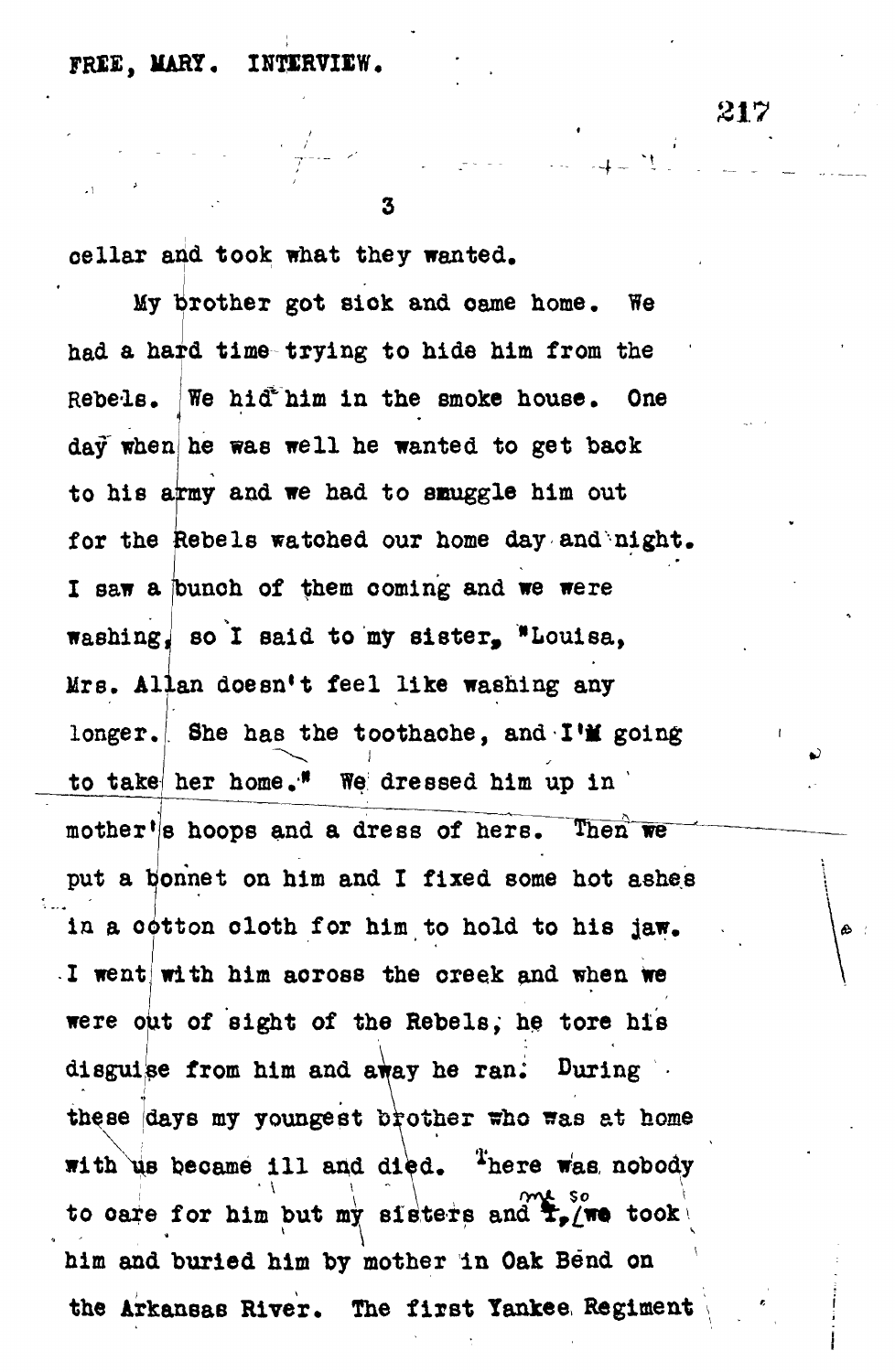cellar and took what they wanted.

My brother got sick and came home. We had a hard time trying to hide him from the Rebels. We hid him in the smoke house. One day when he was well he wanted to get back to his army and we had to smuggle him out for the Rebels watched our home day and night. I saw a bunch of them coming and we were washing, so I said to my sister, "Louisa, Mrs. Allan doesn't feel like washing any longer. She has the toothache, and I'm going to take her home." We dressed him up in mother's hoops and a dress of hers. Then we put a bonnet on him and I fixed some hot ashes in a cotton cloth for him to hold to his jaw. I went with him across the creek and when we were out of sight of the Rebels, he tore his disguise from him and away he ran. During these days my youngest brother who was at home with us became ill and died. There was nobody to care for him but my sisters and my, so we took him and buried him by mother in Oak Bend on the Arkansas River. The first Yankee Regiment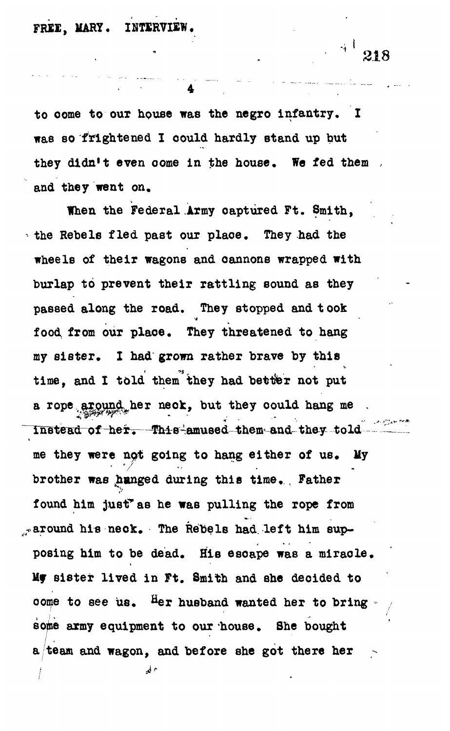to come to our house was the negro infantry. I was so frightened I could hardly stand up but they didn't even come in the house. We fed them and they went on.

When the Federal Army captured Ft. Smith, the Rebels fled past our place. They had the wheels of their wagons and cannons wrapped with burlap to prevent their rattling sound as they passed along the road. They stopped and took food from our place. They threatened to hang my sister. I had grown rather brave by this time, and I told them they had better not put a rope around her neck, but they could hang me instead of her. This amused them and they told me they were not going to hang either of us. My brother was hanged during this time. Father found him just as he was pulling the rope from around his neck. The Rebels had left him supposing him to be dead. His escape was a miracle. My sister lived in Ft. Smith and she decided to come to see us. Her husband wanted her to bring some army equipment to our house. She bought a team and wagon, and before she got there her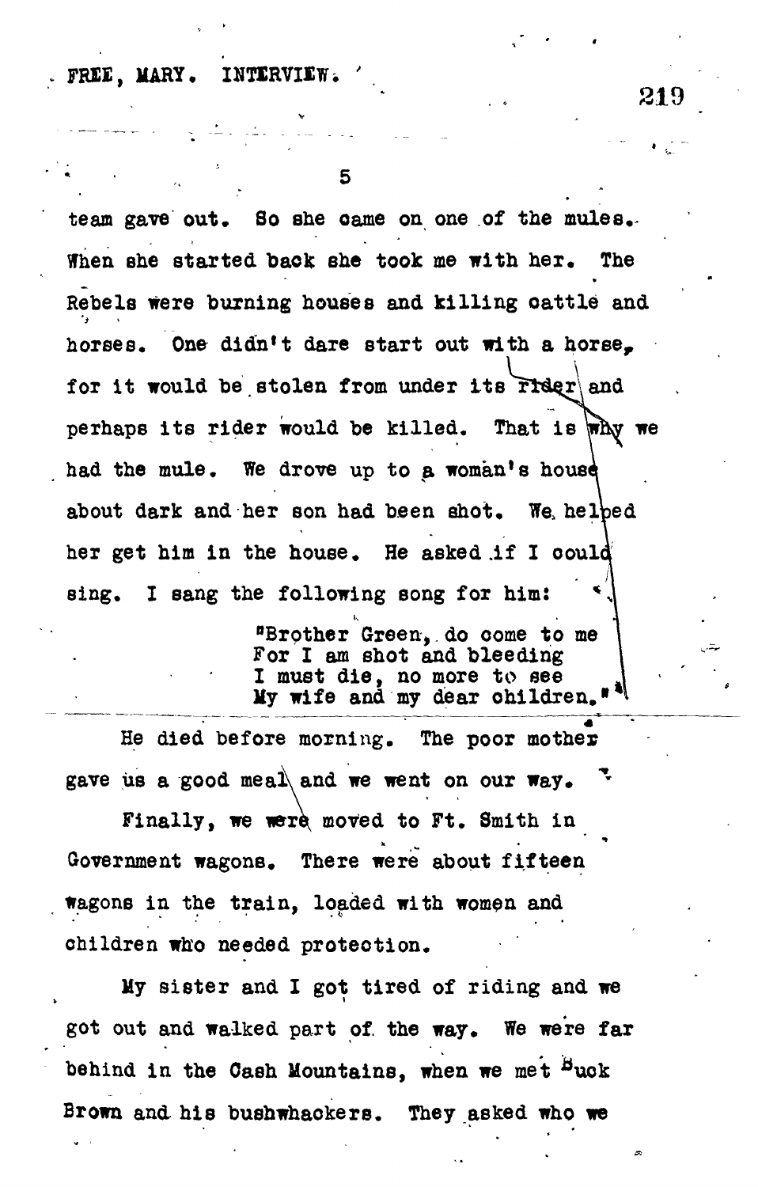team gave out. So she came on one of the mules. When she started back she took me with her. The Rebels were burning houses and killing cattle and horses. One didn't dare start out with a horse, for it would be stolen from under its rider and perhaps its rider would be killed. That is why we had the mule. We drove up to a woman's house about dark and her son had been shot. We helped her get him in the house. He asked if I could sing. I sang the following song for him:

> "Brother Green, do come to me
> For I am shot and bleeding
> I must die, no more to see
> My wife and my dear children."

He died before morning. The poor mother gave us a good meal and we went on our way.

Finally, we were moved to Ft. Smith in Government wagons. There were about fifteen wagons in the train, loaded with women and children who needed protection.

My sister and I got tired of riding and we got out and walked part of the way. We were far behind in the Cash Mountains, when we met Buck Brown and his bushwhackers. They asked who we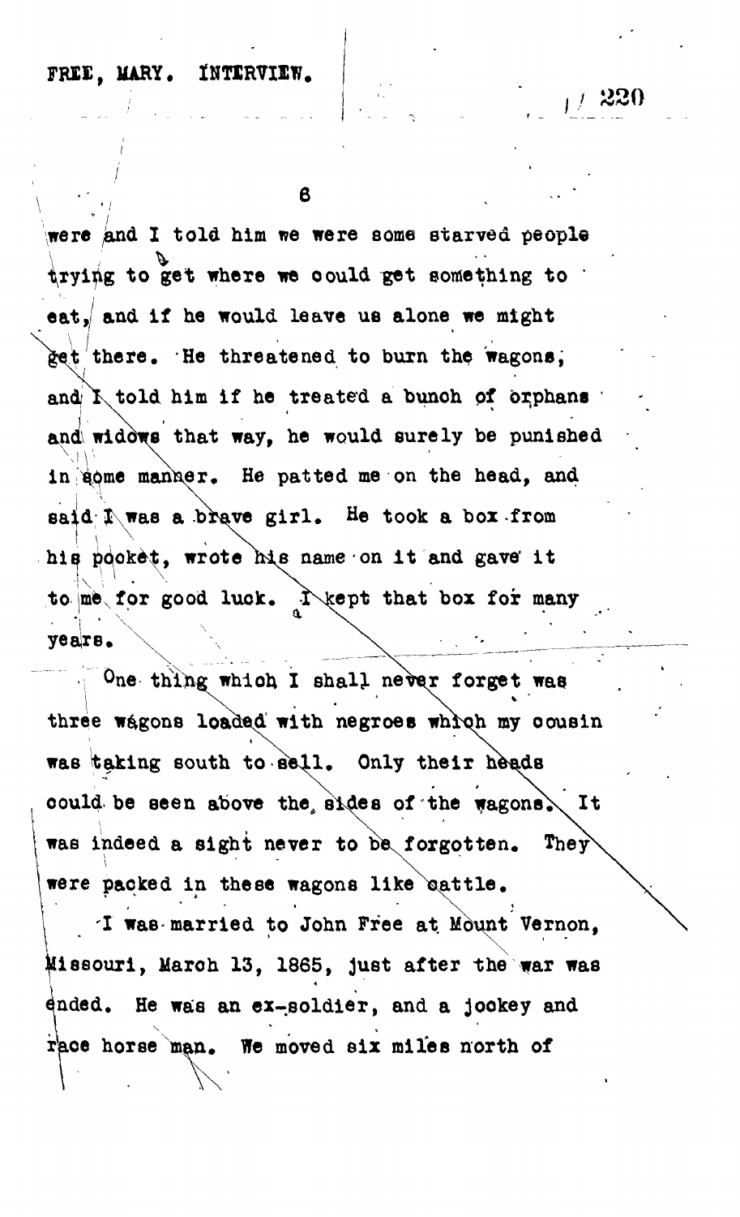were and I told him we were some starved people trying to get where we could get something to eat, and if he would leave us alone we might get there. He threatened to burn the wagons, and I told him if he treated a bunch of orphans and widows that way, he would surely be punished in some manner. He patted me on the head, and said I was a brave girl. He took a box from his pocket, wrote his name on it and gave it to me for good luck. I kept that box for many years.

One thing which I shall never forget was three wagons loaded with negroes which my cousin was taking south to sell. Only their heads could be seen above the sides of the wagons. It was indeed a sight never to be forgotten. They were packed in these wagons like cattle.

I was married to John Free at Mount Vernon, Missouri, March 13, 1865, just after the war was ended. He was an ex-soldier, and a jockey and race horse man. We moved six miles north of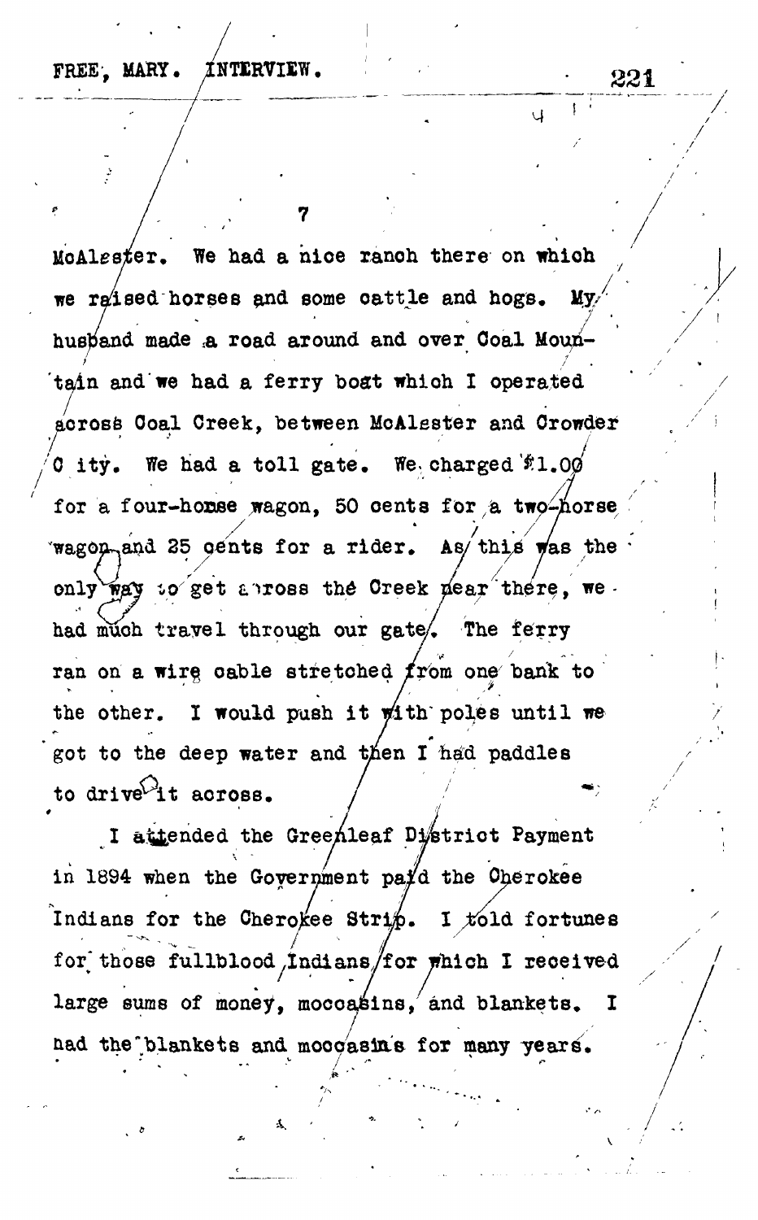McAlester. We had a nice ranch there on which we raised horses and some cattle and hogs. My husband made a road around and over Coal Mountain and we had a ferry boat which I operated across Coal Creek, between McAlester and Crowder City. We had a toll gate. We charged $1.00 for a four-horse wagon, 50 cents for a two-horse wagon and 25 cents for a rider. As this was the only way to get across the Creek near there, we had much travel through our gate. The ferry ran on a wire cable stretched from one bank to the other. I would push it with poles until we got to the deep water and then I had paddles to drive it across.

I attended the Greenleaf District Payment in 1894 when the Government paid the Cherokee Indians for the Cherokee Strip. I told fortunes for those fullblood Indians for which I received large sums of money, moccasins, and blankets. I had the blankets and moccasins for many years.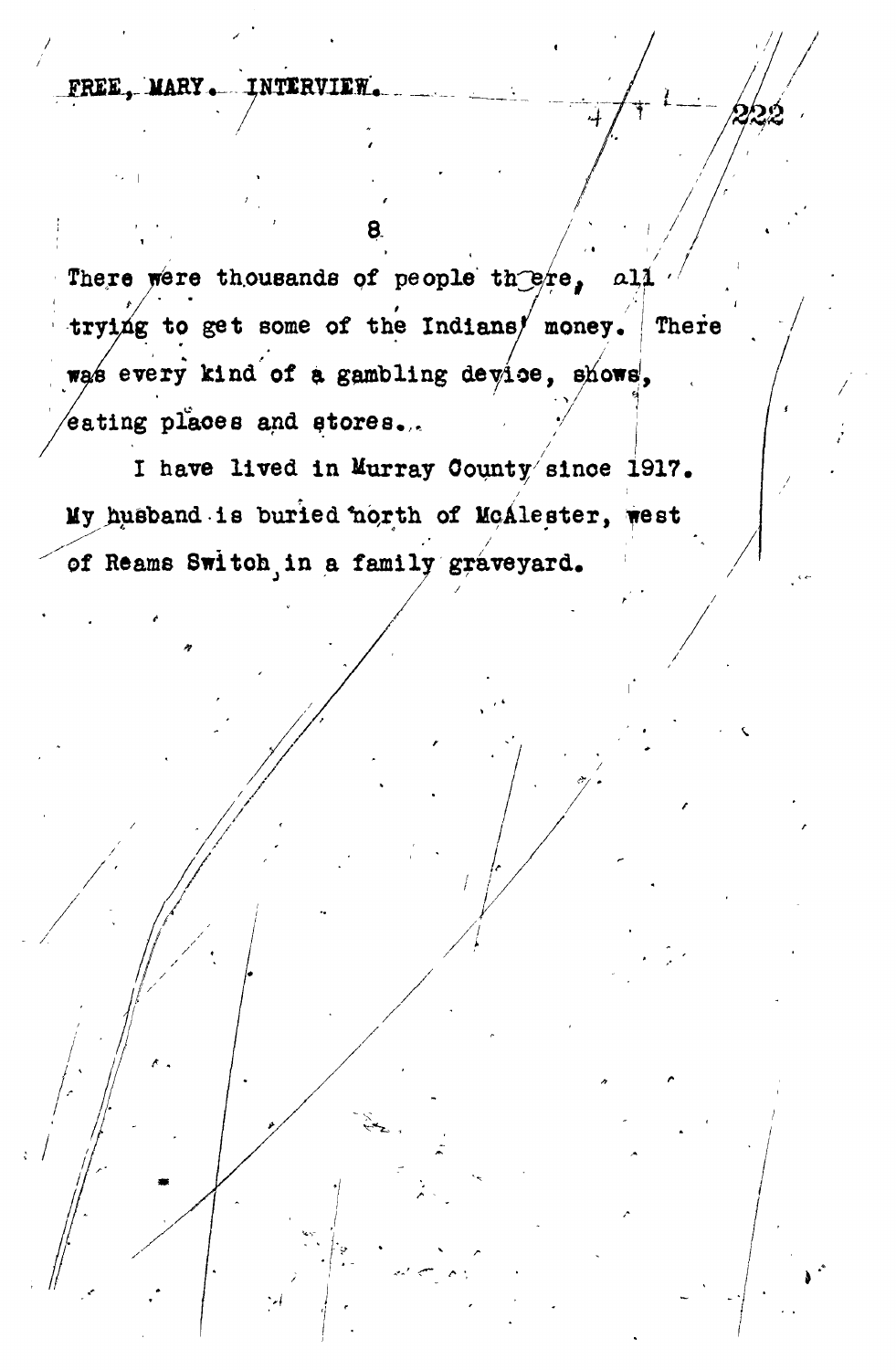There were thousands of people there, all trying to get some of the Indians' money. There was every kind of a gambling device, shows, eating places and stores.

I have lived in Murray County since 1917. My husband is buried north of McAlester, west of Reams Switch, in a family graveyard.